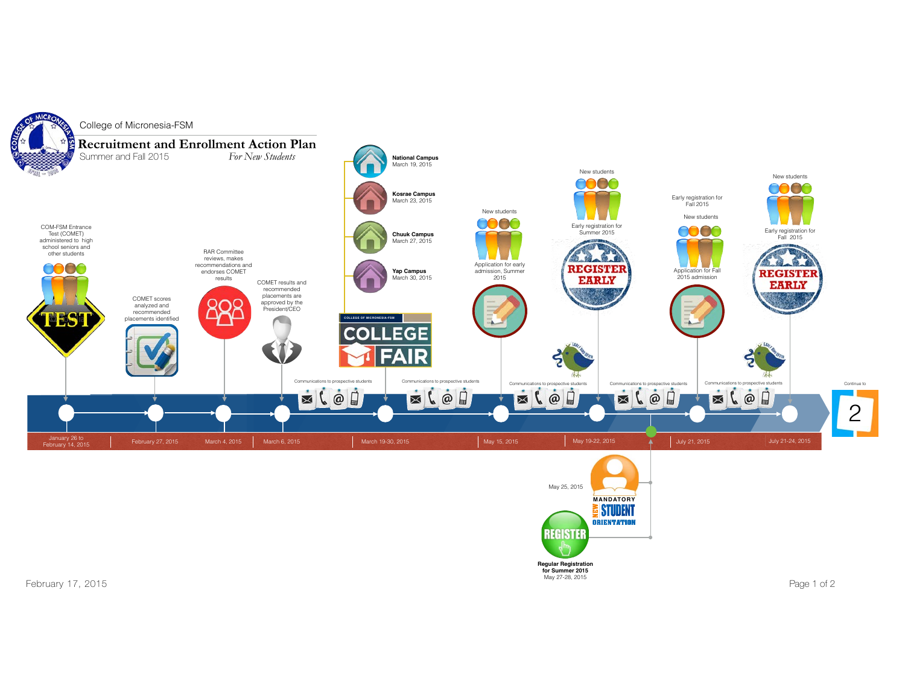College of Micronesia-FSM

# Recruitment and Enrollment Action Plan

Summer and Fall 2015 *For New Students*

**January 26 to February 14, 2015**
COM-FSM Entrance Test (COMET) administered to high school seniors and other students

TEST

**February 27, 2015**
COMET scores analyzed and recommended placements identified

**March 4, 2015**
RAR Committee reviews, makes recommendations and endorses COMET results

**March 6, 2015**
COMET results and recommended placements are approved by the President/CEO

Communications to prospective students

**March 19-30, 2015**
COLLEGE OF MICRONESIA-FSM COLLEGE FAIR

- **National Campus** March 19, 2015
- **Kosrae Campus** March 23, 2015
- **Chuuk Campus** March 27, 2015
- **Yap Campus** March 30, 2015

Communications to prospective students

**May 15, 2015**
New students
Application for early admission, Summer 2015

Communications to prospective students

**May 19-22, 2015**
New students
Early registration for Summer 2015
REGISTER EARLY

Communications to prospective students

**May 25, 2015**
MANDATORY NEW STUDENT ORIENTATION

REGISTER
**Regular Registration for Summer 2015**
May 27-28, 2015

**July 21, 2015**
Early registration for Fall 2015
New students
Application for Fall 2015 admission

Communications to prospective students

**July 21-24, 2015**
New students
Early registration for Fall 2015
REGISTER EARLY

Continue to 2

February 17, 2015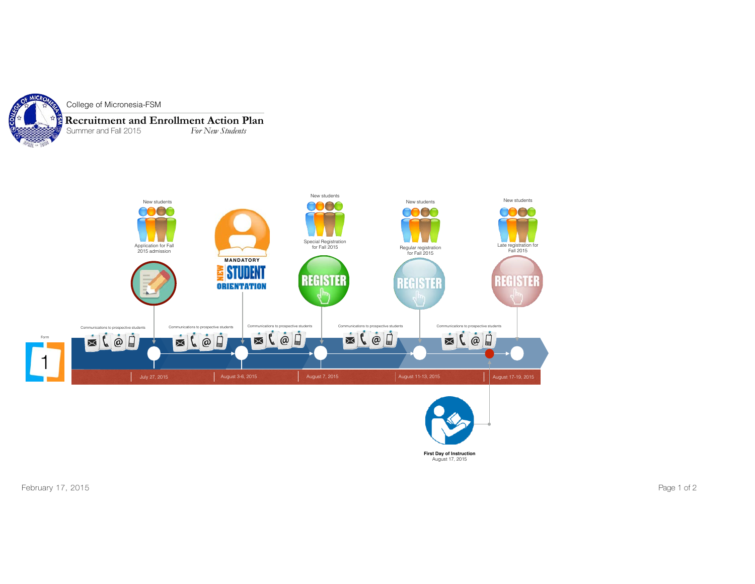College of Micronesia-FSM

# Recruitment and Enrollment Action Plan

Summer and Fall 2015 *For New Students*

New students

Application for Fall 2015 admission

MANDATORY NEW STUDENT ORIENTATION

New students

Special Registration for Fall 2015

REGISTER

New students

Regular registration for Fall 2015

REGISTER

New students

Late registration for Fall 2015

REGISTER

Communications to prospective students

Communications to prospective students

Communications to prospective students

Communications to prospective students

Communications to prospective students

Form

1

July 27, 2015

August 3-6, 2015

August 7, 2015

August 11-13, 2015

August 17-19, 2015

**First Day of Instruction**
August 17, 2015

February 17, 2015